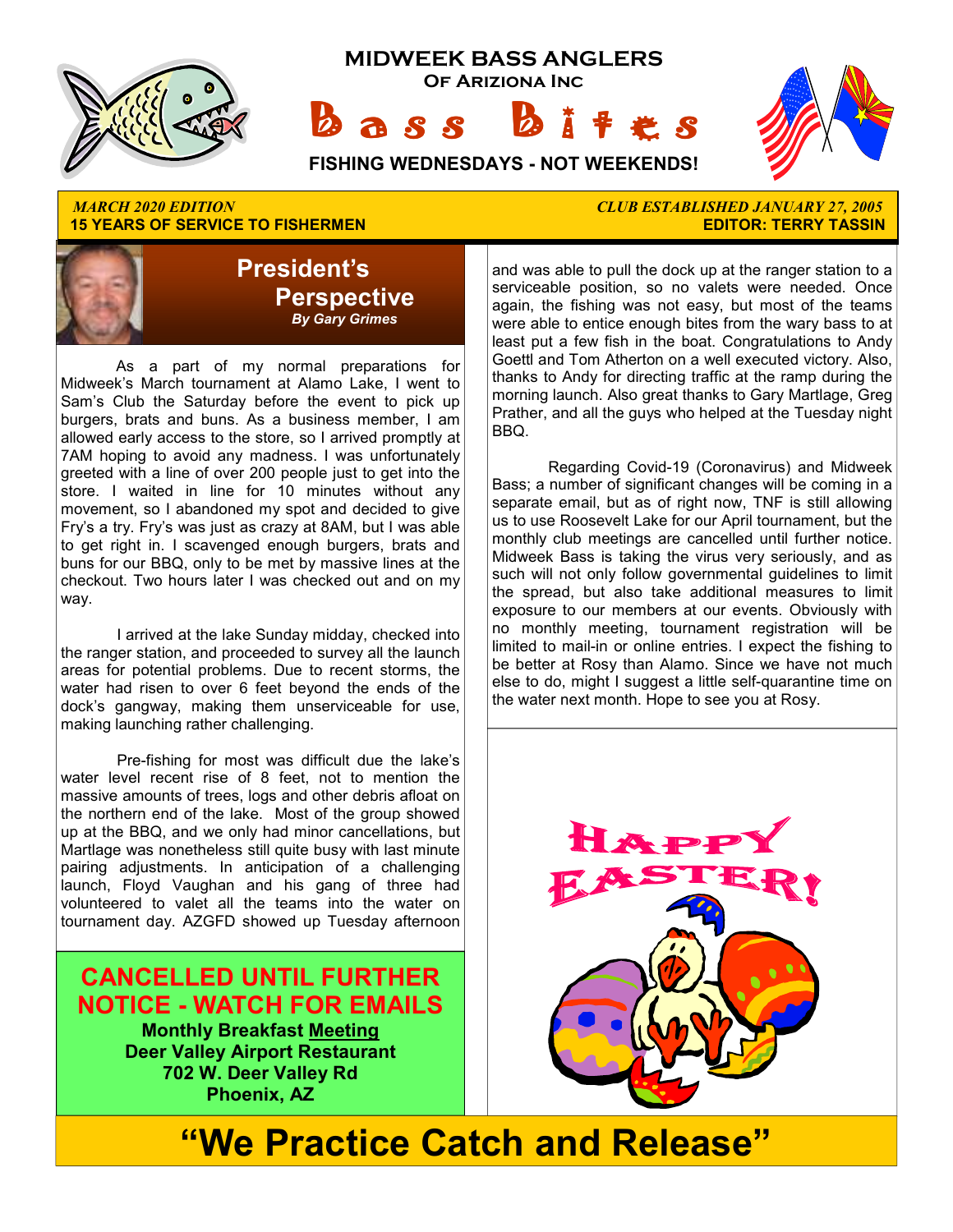# MIDWEEK BASS ANGLERS

**Of Arizona Inc**

# Bass Bites

**FISHING WEDNESDAYS - NOT WEEKENDS!**

*MARCH 2020 EDITION*
**15 YEARS OF SERVICE TO FISHERMEN**

*CLUB ESTABLISHED JANUARY 27, 2005*
**EDITOR: TERRY TASSIN**

## President's Perspective

*By Gary Grimes*

As a part of my normal preparations for Midweek's March tournament at Alamo Lake, I went to Sam's Club the Saturday before the event to pick up burgers, brats and buns. As a business member, I am allowed early access to the store, so I arrived promptly at 7AM hoping to avoid any madness. I was unfortunately greeted with a line of over 200 people just to get into the store. I waited in line for 10 minutes without any movement, so I abandoned my spot and decided to give Fry's a try. Fry's was just as crazy at 8AM, but I was able to get right in. I scavenged enough burgers, brats and buns for our BBQ, only to be met by massive lines at the checkout. Two hours later I was checked out and on my way.

I arrived at the lake Sunday midday, checked into the ranger station, and proceeded to survey all the launch areas for potential problems. Due to recent storms, the water had risen to over 6 feet beyond the ends of the dock's gangway, making them unserviceable for use, making launching rather challenging.

Pre-fishing for most was difficult due the lake's water level recent rise of 8 feet, not to mention the massive amounts of trees, logs and other debris afloat on the northern end of the lake. Most of the group showed up at the BBQ, and we only had minor cancellations, but Martlage was nonetheless still quite busy with last minute pairing adjustments. In anticipation of a challenging launch, Floyd Vaughan and his gang of three had volunteered to valet all the teams into the water on tournament day. AZGFD showed up Tuesday afternoon and was able to pull the dock up at the ranger station to a serviceable position, so no valets were needed. Once again, the fishing was not easy, but most of the teams were able to entice enough bites from the wary bass to at least put a few fish in the boat. Congratulations to Andy Goettl and Tom Atherton on a well executed victory. Also, thanks to Andy for directing traffic at the ramp during the morning launch. Also great thanks to Gary Martlage, Greg Prather, and all the guys who helped at the Tuesday night BBQ.

Regarding Covid-19 (Coronavirus) and Midweek Bass; a number of significant changes will be coming in a separate email, but as of right now, TNF is still allowing us to use Roosevelt Lake for our April tournament, but the monthly club meetings are cancelled until further notice. Midweek Bass is taking the virus very seriously, and as such will not only follow governmental guidelines to limit the spread, but also take additional measures to limit exposure to our members at our events. Obviously with no monthly meeting, tournament registration will be limited to mail-in or online entries. I expect the fishing to be better at Rosy than Alamo. Since we have not much else to do, might I suggest a little self-quarantine time on the water next month. Hope to see you at Rosy.

**CANCELLED UNTIL FURTHER NOTICE - WATCH FOR EMAILS**

**Monthly Breakfast Meeting**
**Deer Valley Airport Restaurant**
**702 W. Deer Valley Rd**
**Phoenix, AZ**

**HAPPY EASTER!**

# "We Practice Catch and Release"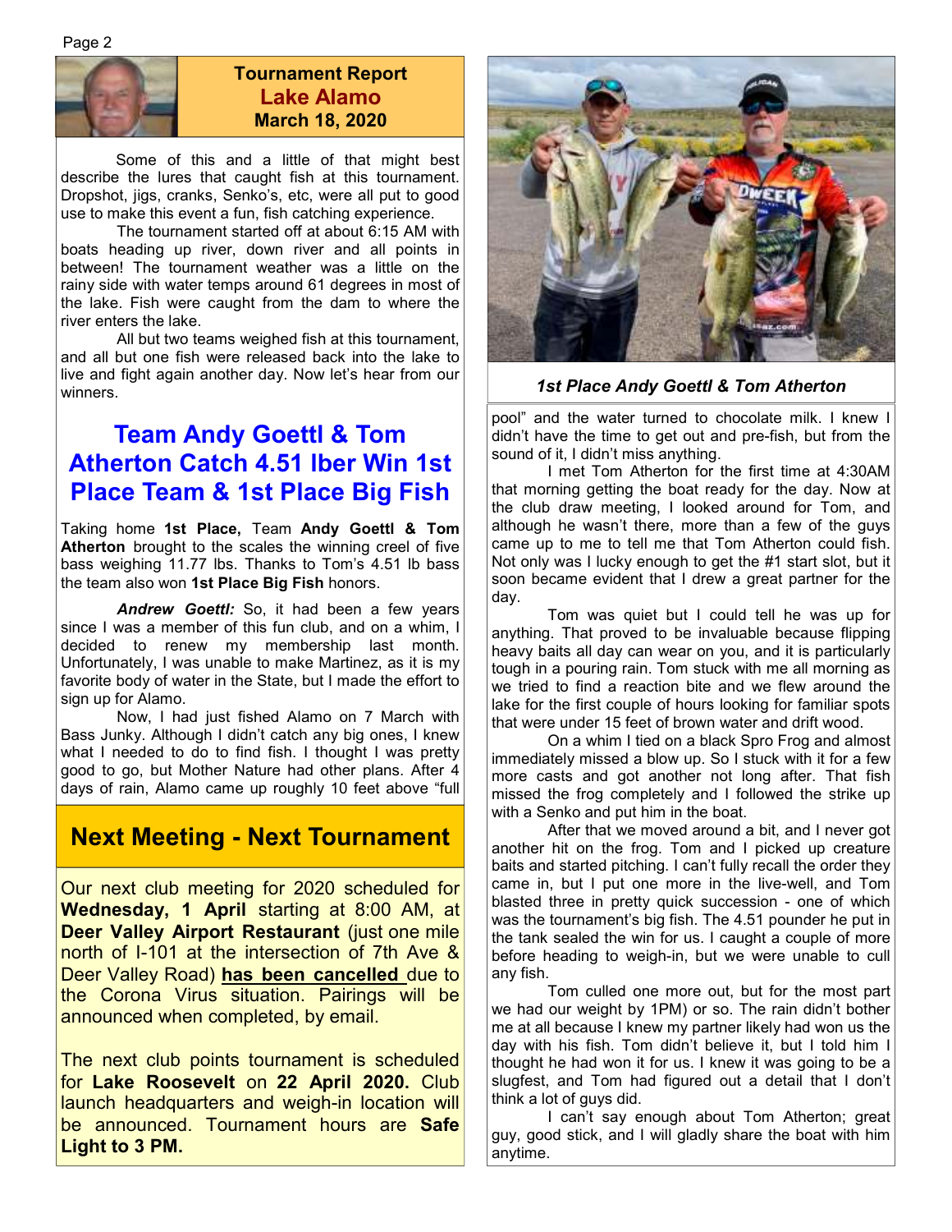## Tournament Report
## Lake Alamo
## March 18, 2020

Some of this and a little of that might best describe the lures that caught fish at this tournament. Dropshot, jigs, cranks, Senko's, etc, were all put to good use to make this event a fun, fish catching experience.

The tournament started off at about 6:15 AM with boats heading up river, down river and all points in between! The tournament weather was a little on the rainy side with water temps around 61 degrees in most of the lake. Fish were caught from the dam to where the river enters the lake.

All but two teams weighed fish at this tournament, and all but one fish were released back into the lake to live and fight again another day. Now let's hear from our winners.

## Team Andy Goettl & Tom Atherton Catch 4.51 lber Win 1st Place Team & 1st Place Big Fish

Taking home **1st Place,** Team **Andy Goettl & Tom Atherton** brought to the scales the winning creel of five bass weighing 11.77 lbs. Thanks to Tom's 4.51 lb bass the team also won **1st Place Big Fish** honors.

***Andrew Goettl:*** So, it had been a few years since I was a member of this fun club, and on a whim, I decided to renew my membership last month. Unfortunately, I was unable to make Martinez, as it is my favorite body of water in the State, but I made the effort to sign up for Alamo.

Now, I had just fished Alamo on 7 March with Bass Junky. Although I didn't catch any big ones, I knew what I needed to do to find fish. I thought I was pretty good to go, but Mother Nature had other plans. After 4 days of rain, Alamo came up roughly 10 feet above "full pool" and the water turned to chocolate milk. I knew I didn't have the time to get out and pre-fish, but from the sound of it, I didn't miss anything.

I met Tom Atherton for the first time at 4:30AM that morning getting the boat ready for the day. Now at the club draw meeting, I looked around for Tom, and although he wasn't there, more than a few of the guys came up to me to tell me that Tom Atherton could fish. Not only was I lucky enough to get the #1 start slot, but it soon became evident that I drew a great partner for the day.

Tom was quiet but I could tell he was up for anything. That proved to be invaluable because flipping heavy baits all day can wear on you, and it is particularly tough in a pouring rain. Tom stuck with me all morning as we tried to find a reaction bite and we flew around the lake for the first couple of hours looking for familiar spots that were under 15 feet of brown water and drift wood.

On a whim I tied on a black Spro Frog and almost immediately missed a blow up. So I stuck with it for a few more casts and got another not long after. That fish missed the frog completely and I followed the strike up with a Senko and put him in the boat.

After that we moved around a bit, and I never got another hit on the frog. Tom and I picked up creature baits and started pitching. I can't fully recall the order they came in, but I put one more in the live-well, and Tom blasted three in pretty quick succession - one of which was the tournament's big fish. The 4.51 pounder he put in the tank sealed the win for us. I caught a couple of more before heading to weigh-in, but we were unable to cull any fish.

Tom culled one more out, but for the most part we had our weight by 1PM) or so. The rain didn't bother me at all because I knew my partner likely had won us the day with his fish. Tom didn't believe it, but I told him I thought he had won it for us. I knew it was going to be a slugfest, and Tom had figured out a detail that I don't think a lot of guys did.

I can't say enough about Tom Atherton; great guy, good stick, and I will gladly share the boat with him anytime.

***1st Place Andy Goettl & Tom Atherton***

## Next Meeting - Next Tournament

Our next club meeting for 2020 scheduled for **Wednesday, 1 April** starting at 8:00 AM, at **Deer Valley Airport Restaurant** (just one mile north of I-101 at the intersection of 7th Ave & Deer Valley Road) **has been cancelled** due to the Corona Virus situation. Pairings will be announced when completed, by email.

The next club points tournament is scheduled for **Lake Roosevelt** on **22 April 2020.** Club launch headquarters and weigh-in location will be announced. Tournament hours are **Safe Light to 3 PM.**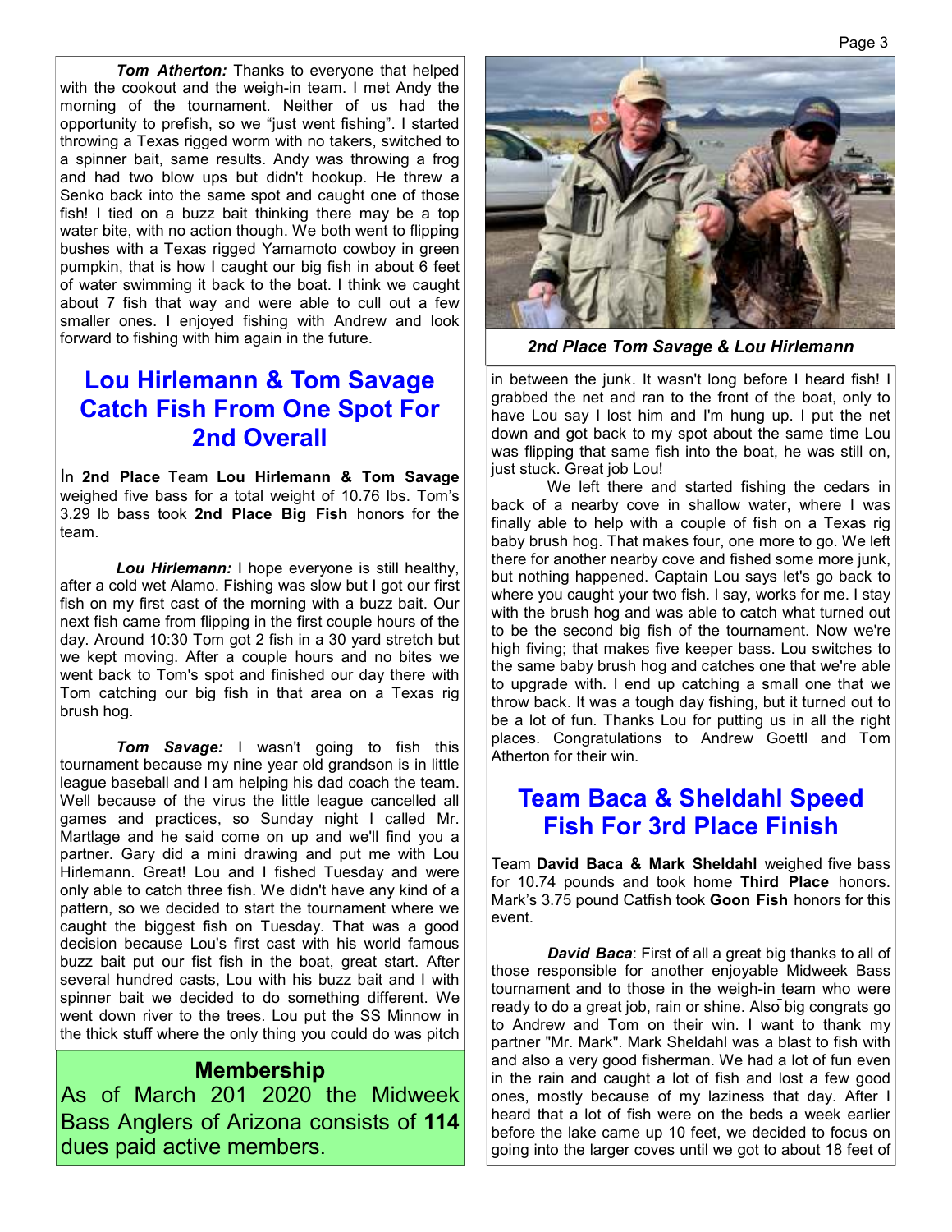***Tom Atherton:*** Thanks to everyone that helped with the cookout and the weigh-in team. I met Andy the morning of the tournament. Neither of us had the opportunity to prefish, so we "just went fishing". I started throwing a Texas rigged worm with no takers, switched to a spinner bait, same results. Andy was throwing a frog and had two blow ups but didn't hookup. He threw a Senko back into the same spot and caught one of those fish! I tied on a buzz bait thinking there may be a top water bite, with no action though. We both went to flipping bushes with a Texas rigged Yamamoto cowboy in green pumpkin, that is how I caught our big fish in about 6 feet of water swimming it back to the boat. I think we caught about 7 fish that way and were able to cull out a few smaller ones. I enjoyed fishing with Andrew and look forward to fishing with him again in the future.

## Lou Hirlemann & Tom Savage Catch Fish From One Spot For 2nd Overall

In **2nd Place** Team **Lou Hirlemann & Tom Savage** weighed five bass for a total weight of 10.76 lbs. Tom's 3.29 lb bass took **2nd Place Big Fish** honors for the team.

***Lou Hirlemann:*** I hope everyone is still healthy, after a cold wet Alamo. Fishing was slow but I got our first fish on my first cast of the morning with a buzz bait. Our next fish came from flipping in the first couple hours of the day. Around 10:30 Tom got 2 fish in a 30 yard stretch but we kept moving. After a couple hours and no bites we went back to Tom's spot and finished our day there with Tom catching our big fish in that area on a Texas rig brush hog.

***Tom Savage:*** I wasn't going to fish this tournament because my nine year old grandson is in little league baseball and I am helping his dad coach the team. Well because of the virus the little league cancelled all games and practices, so Sunday night I called Mr. Martlage and he said come on up and we'll find you a partner. Gary did a mini drawing and put me with Lou Hirlemann. Great! Lou and I fished Tuesday and were only able to catch three fish. We didn't have any kind of a pattern, so we decided to start the tournament where we caught the biggest fish on Tuesday. That was a good decision because Lou's first cast with his world famous buzz bait put our fist fish in the boat, great start. After several hundred casts, Lou with his buzz bait and I with spinner bait we decided to do something different. We went down river to the trees. Lou put the SS Minnow in the thick stuff where the only thing you could do was pitch in between the junk. It wasn't long before I heard fish! I grabbed the net and ran to the front of the boat, only to have Lou say I lost him and I'm hung up. I put the net down and got back to my spot about the same time Lou was flipping that same fish into the boat, he was still on, just stuck. Great job Lou!

We left there and started fishing the cedars in back of a nearby cove in shallow water, where I was finally able to help with a couple of fish on a Texas rig baby brush hog. That makes four, one more to go. We left there for another nearby cove and fished some more junk, but nothing happened. Captain Lou says let's go back to where you caught your two fish. I say, works for me. I stay with the brush hog and was able to catch what turned out to be the second big fish of the tournament. Now we're high fiving; that makes five keeper bass. Lou switches to the same baby brush hog and catches one that we're able to upgrade with. I end up catching a small one that we throw back. It was a tough day fishing, but it turned out to be a lot of fun. Thanks Lou for putting us in all the right places. Congratulations to Andrew Goettl and Tom Atherton for their win.

***2nd Place Tom Savage & Lou Hirlemann***

### Membership

As of March 201 2020 the Midweek Bass Anglers of Arizona consists of **114** dues paid active members.

## Team Baca & Sheldahl Speed Fish For 3rd Place Finish

Team **David Baca & Mark Sheldahl** weighed five bass for 10.74 pounds and took home **Third Place** honors. Mark's 3.75 pound Catfish took **Goon Fish** honors for this event.

***David Baca***: First of all a great big thanks to all of those responsible for another enjoyable Midweek Bass tournament and to those in the weigh-in team who were ready to do a great job, rain or shine. Also big congrats go to Andrew and Tom on their win. I want to thank my partner "Mr. Mark". Mark Sheldahl was a blast to fish with and also a very good fisherman. We had a lot of fun even in the rain and caught a lot of fish and lost a few good ones, mostly because of my laziness that day. After I heard that a lot of fish were on the beds a week earlier before the lake came up 10 feet, we decided to focus on going into the larger coves until we got to about 18 feet of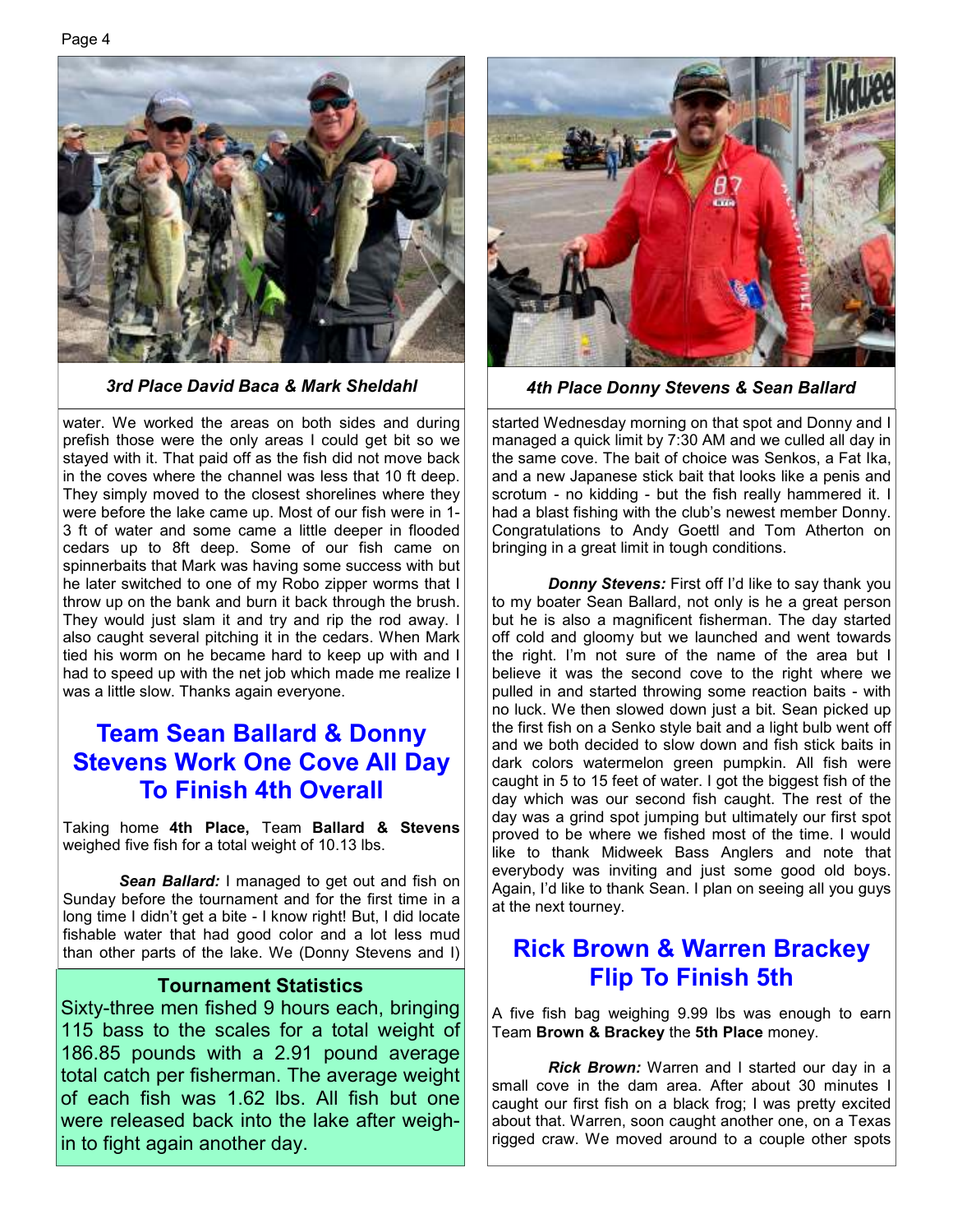3rd Place David Baca & Mark Sheldahl

water. We worked the areas on both sides and during prefish those were the only areas I could get bit so we stayed with it. That paid off as the fish did not move back in the coves where the channel was less that 10 ft deep. They simply moved to the closest shorelines where they were before the lake came up. Most of our fish were in 1-3 ft of water and some came a little deeper in flooded cedars up to 8ft deep. Some of our fish came on spinnerbaits that Mark was having some success with but he later switched to one of my Robo zipper worms that I throw up on the bank and burn it back through the brush. They would just slam it and try and rip the rod away. I also caught several pitching it in the cedars. When Mark tied his worm on he became hard to keep up with and I had to speed up with the net job which made me realize I was a little slow. Thanks again everyone.

## Team Sean Ballard & Donny Stevens Work One Cove All Day To Finish 4th Overall

Taking home **4th Place,** Team **Ballard & Stevens** weighed five fish for a total weight of 10.13 lbs.

***Sean Ballard:*** I managed to get out and fish on Sunday before the tournament and for the first time in a long time I didn't get a bite - I know right! But, I did locate fishable water that had good color and a lot less mud than other parts of the lake. We (Donny Stevens and I) started Wednesday morning on that spot and Donny and I managed a quick limit by 7:30 AM and we culled all day in the same cove. The bait of choice was Senkos, a Fat Ika, and a new Japanese stick bait that looks like a penis and scrotum - no kidding - but the fish really hammered it. I had a blast fishing with the club's newest member Donny. Congratulations to Andy Goettl and Tom Atherton on bringing in a great limit in tough conditions.

***Donny Stevens:*** First off I'd like to say thank you to my boater Sean Ballard, not only is he a great person but he is also a magnificent fisherman. The day started off cold and gloomy but we launched and went towards the right. I'm not sure of the name of the area but I believe it was the second cove to the right where we pulled in and started throwing some reaction baits - with no luck. We then slowed down just a bit. Sean picked up the first fish on a Senko style bait and a light bulb went off and we both decided to slow down and fish stick baits in dark colors watermelon green pumpkin. All fish were caught in 5 to 15 feet of water. I got the biggest fish of the day which was our second fish caught. The rest of the day was a grind spot jumping but ultimately our first spot proved to be where we fished most of the time. I would like to thank Midweek Bass Anglers and note that everybody was inviting and just some good old boys. Again, I'd like to thank Sean. I plan on seeing all you guys at the next tourney.

### Tournament Statistics

Sixty-three men fished 9 hours each, bringing 115 bass to the scales for a total weight of 186.85 pounds with a 2.91 pound average total catch per fisherman. The average weight of each fish was 1.62 lbs. All fish but one were released back into the lake after weigh-in to fight again another day.

4th Place Donny Stevens & Sean Ballard

## Rick Brown & Warren Brackey Flip To Finish 5th

A five fish bag weighing 9.99 lbs was enough to earn Team **Brown & Brackey** the **5th Place** money.

***Rick Brown:*** Warren and I started our day in a small cove in the dam area. After about 30 minutes I caught our first fish on a black frog; I was pretty excited about that. Warren, soon caught another one, on a Texas rigged craw. We moved around to a couple other spots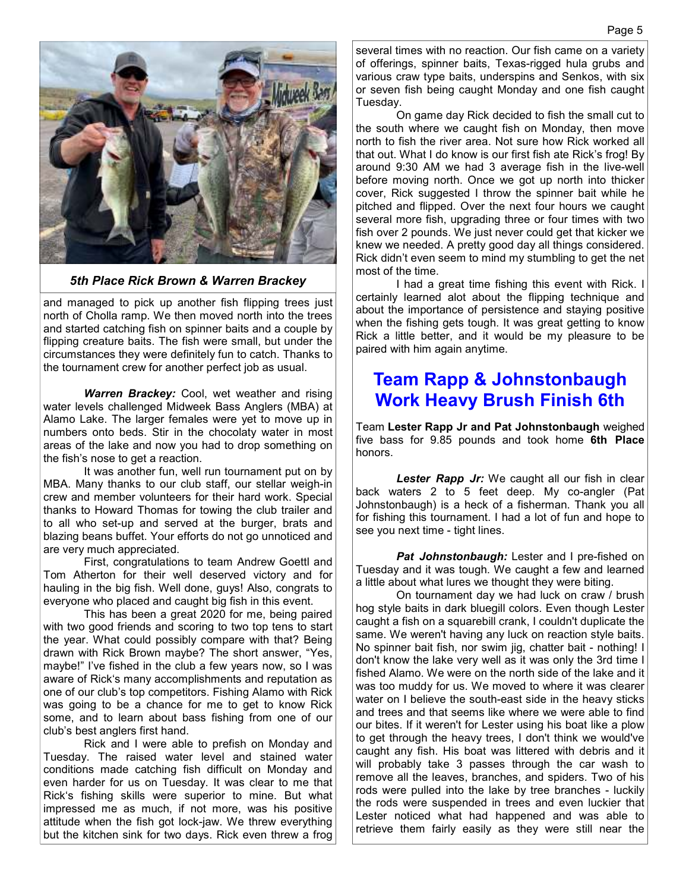*5th Place Rick Brown & Warren Brackey*

and managed to pick up another fish flipping trees just north of Cholla ramp. We then moved north into the trees and started catching fish on spinner baits and a couple by flipping creature baits. The fish were small, but under the circumstances they were definitely fun to catch. Thanks to the tournament crew for another perfect job as usual.

***Warren Brackey:*** Cool, wet weather and rising water levels challenged Midweek Bass Anglers (MBA) at Alamo Lake. The larger females were yet to move up in numbers onto beds. Stir in the chocolaty water in most areas of the lake and now you had to drop something on the fish's nose to get a reaction.

It was another fun, well run tournament put on by MBA. Many thanks to our club staff, our stellar weigh-in crew and member volunteers for their hard work. Special thanks to Howard Thomas for towing the club trailer and to all who set-up and served at the burger, brats and blazing beans buffet. Your efforts do not go unnoticed and are very much appreciated.

First, congratulations to team Andrew Goettl and Tom Atherton for their well deserved victory and for hauling in the big fish. Well done, guys! Also, congrats to everyone who placed and caught big fish in this event.

This has been a great 2020 for me, being paired with two good friends and scoring to two top tens to start the year. What could possibly compare with that? Being drawn with Rick Brown maybe? The short answer, "Yes, maybe!" I've fished in the club a few years now, so I was aware of Rick's many accomplishments and reputation as one of our club's top competitors. Fishing Alamo with Rick was going to be a chance for me to get to know Rick some, and to learn about bass fishing from one of our club's best anglers first hand.

Rick and I were able to prefish on Monday and Tuesday. The raised water level and stained water conditions made catching fish difficult on Monday and even harder for us on Tuesday. It was clear to me that Rick's fishing skills were superior to mine. But what impressed me as much, if not more, was his positive attitude when the fish got lock-jaw. We threw everything but the kitchen sink for two days. Rick even threw a frog several times with no reaction. Our fish came on a variety of offerings, spinner baits, Texas-rigged hula grubs and various craw type baits, underspins and Senkos, with six or seven fish being caught Monday and one fish caught Tuesday.

On game day Rick decided to fish the small cut to the south where we caught fish on Monday, then move north to fish the river area. Not sure how Rick worked all that out. What I do know is our first fish ate Rick's frog! By around 9:30 AM we had 3 average fish in the live-well before moving north. Once we got up north into thicker cover, Rick suggested I throw the spinner bait while he pitched and flipped. Over the next four hours we caught several more fish, upgrading three or four times with two fish over 2 pounds. We just never could get that kicker we knew we needed. A pretty good day all things considered. Rick didn't even seem to mind my stumbling to get the net most of the time.

I had a great time fishing this event with Rick. I certainly learned alot about the flipping technique and about the importance of persistence and staying positive when the fishing gets tough. It was great getting to know Rick a little better, and it would be my pleasure to be paired with him again anytime.

## Team Rapp & Johnstonbaugh Work Heavy Brush Finish 6th

Team **Lester Rapp Jr and Pat Johnstonbaugh** weighed five bass for 9.85 pounds and took home **6th Place** honors.

***Lester Rapp Jr:*** We caught all our fish in clear back waters 2 to 5 feet deep. My co-angler (Pat Johnstonbaugh) is a heck of a fisherman. Thank you all for fishing this tournament. I had a lot of fun and hope to see you next time - tight lines.

***Pat Johnstonbaugh:*** Lester and I pre-fished on Tuesday and it was tough. We caught a few and learned a little about what lures we thought they were biting.

On tournament day we had luck on craw / brush hog style baits in dark bluegill colors. Even though Lester caught a fish on a squarebill crank, I couldn't duplicate the same. We weren't having any luck on reaction style baits. No spinner bait fish, nor swim jig, chatter bait - nothing! I don't know the lake very well as it was only the 3rd time I fished Alamo. We were on the north side of the lake and it was too muddy for us. We moved to where it was clearer water on I believe the south-east side in the heavy sticks and trees and that seems like where we were able to find our bites. If it weren't for Lester using his boat like a plow to get through the heavy trees, I don't think we would've caught any fish. His boat was littered with debris and it will probably take 3 passes through the car wash to remove all the leaves, branches, and spiders. Two of his rods were pulled into the lake by tree branches - luckily the rods were suspended in trees and even luckier that Lester noticed what had happened and was able to retrieve them fairly easily as they were still near the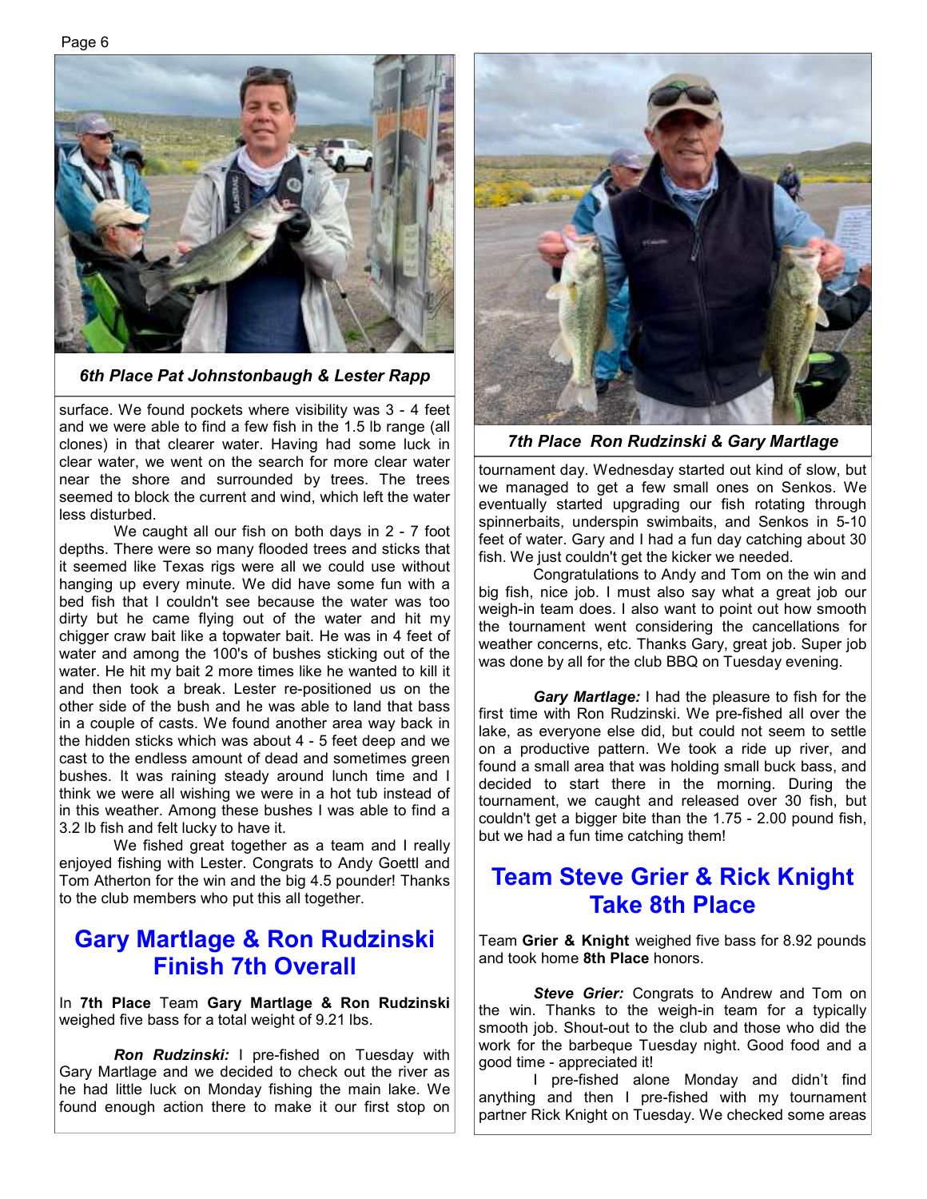*6th Place Pat Johnstonbaugh & Lester Rapp*

surface. We found pockets where visibility was 3 - 4 feet and we were able to find a few fish in the 1.5 lb range (all clones) in that clearer water. Having had some luck in clear water, we went on the search for more clear water near the shore and surrounded by trees. The trees seemed to block the current and wind, which left the water less disturbed.

We caught all our fish on both days in 2 - 7 foot depths. There were so many flooded trees and sticks that it seemed like Texas rigs were all we could use without hanging up every minute. We did have some fun with a bed fish that I couldn't see because the water was too dirty but he came flying out of the water and hit my chigger craw bait like a topwater bait. He was in 4 feet of water and among the 100's of bushes sticking out of the water. He hit my bait 2 more times like he wanted to kill it and then took a break. Lester re-positioned us on the other side of the bush and he was able to land that bass in a couple of casts. We found another area way back in the hidden sticks which was about 4 - 5 feet deep and we cast to the endless amount of dead and sometimes green bushes. It was raining steady around lunch time and I think we were all wishing we were in a hot tub instead of in this weather. Among these bushes I was able to find a 3.2 lb fish and felt lucky to have it.

We fished great together as a team and I really enjoyed fishing with Lester. Congrats to Andy Goettl and Tom Atherton for the win and the big 4.5 pounder! Thanks to the club members who put this all together.

## Gary Martlage & Ron Rudzinski Finish 7th Overall

In **7th Place** Team **Gary Martlage & Ron Rudzinski** weighed five bass for a total weight of 9.21 lbs.

***Ron Rudzinski:*** I pre-fished on Tuesday with Gary Martlage and we decided to check out the river as he had little luck on Monday fishing the main lake. We found enough action there to make it our first stop on tournament day. Wednesday started out kind of slow, but we managed to get a few small ones on Senkos. We eventually started upgrading our fish rotating through spinnerbaits, underspin swimbaits, and Senkos in 5-10 feet of water. Gary and I had a fun day catching about 30 fish. We just couldn't get the kicker we needed.

Congratulations to Andy and Tom on the win and big fish, nice job. I must also say what a great job our weigh-in team does. I also want to point out how smooth the tournament went considering the cancellations for weather concerns, etc. Thanks Gary, great job. Super job was done by all for the club BBQ on Tuesday evening.

*7th Place Ron Rudzinski & Gary Martlage*

***Gary Martlage:*** I had the pleasure to fish for the first time with Ron Rudzinski. We pre-fished all over the lake, as everyone else did, but could not seem to settle on a productive pattern. We took a ride up river, and found a small area that was holding small buck bass, and decided to start there in the morning. During the tournament, we caught and released over 30 fish, but couldn't get a bigger bite than the 1.75 - 2.00 pound fish, but we had a fun time catching them!

## Team Steve Grier & Rick Knight Take 8th Place

Team **Grier & Knight** weighed five bass for 8.92 pounds and took home **8th Place** honors.

***Steve Grier:*** Congrats to Andrew and Tom on the win. Thanks to the weigh-in team for a typically smooth job. Shout-out to the club and those who did the work for the barbeque Tuesday night. Good food and a good time - appreciated it!

I pre-fished alone Monday and didn't find anything and then I pre-fished with my tournament partner Rick Knight on Tuesday. We checked some areas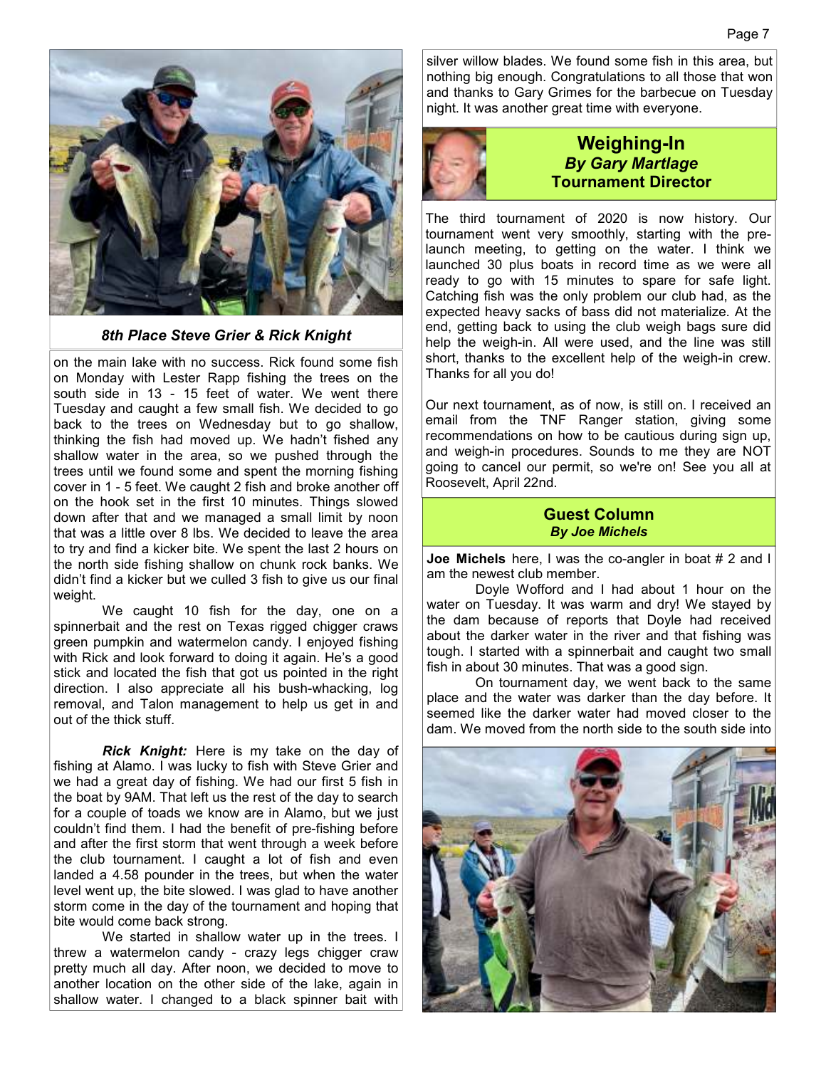*8th Place Steve Grier & Rick Knight*

on the main lake with no success. Rick found some fish on Monday with Lester Rapp fishing the trees on the south side in 13 - 15 feet of water. We went there Tuesday and caught a few small fish. We decided to go back to the trees on Wednesday but to go shallow, thinking the fish had moved up. We hadn't fished any shallow water in the area, so we pushed through the trees until we found some and spent the morning fishing cover in 1 - 5 feet. We caught 2 fish and broke another off on the hook set in the first 10 minutes. Things slowed down after that and we managed a small limit by noon that was a little over 8 lbs. We decided to leave the area to try and find a kicker bite. We spent the last 2 hours on the north side fishing shallow on chunk rock banks. We didn't find a kicker but we culled 3 fish to give us our final weight.

We caught 10 fish for the day, one on a spinnerbait and the rest on Texas rigged chigger craws green pumpkin and watermelon candy. I enjoyed fishing with Rick and look forward to doing it again. He's a good stick and located the fish that got us pointed in the right direction. I also appreciate all his bush-whacking, log removal, and Talon management to help us get in and out of the thick stuff.

***Rick Knight:*** Here is my take on the day of fishing at Alamo. I was lucky to fish with Steve Grier and we had a great day of fishing. We had our first 5 fish in the boat by 9AM. That left us the rest of the day to search for a couple of toads we know are in Alamo, but we just couldn't find them. I had the benefit of pre-fishing before and after the first storm that went through a week before the club tournament. I caught a lot of fish and even landed a 4.58 pounder in the trees, but when the water level went up, the bite slowed. I was glad to have another storm come in the day of the tournament and hoping that bite would come back strong.

We started in shallow water up in the trees. I threw a watermelon candy - crazy legs chigger craw pretty much all day. After noon, we decided to move to another location on the other side of the lake, again in shallow water. I changed to a black spinner bait with silver willow blades. We found some fish in this area, but nothing big enough. Congratulations to all those that won and thanks to Gary Grimes for the barbecue on Tuesday night. It was another great time with everyone.

## Weighing-In

***By Gary Martlage***

**Tournament Director**

The third tournament of 2020 is now history. Our tournament went very smoothly, starting with the pre-launch meeting, to getting on the water. I think we launched 30 plus boats in record time as we were all ready to go with 15 minutes to spare for safe light. Catching fish was the only problem our club had, as the expected heavy sacks of bass did not materialize. At the end, getting back to using the club weigh bags sure did help the weigh-in. All were used, and the line was still short, thanks to the excellent help of the weigh-in crew. Thanks for all you do!

Our next tournament, as of now, is still on. I received an email from the TNF Ranger station, giving some recommendations on how to be cautious during sign up, and weigh-in procedures. Sounds to me they are NOT going to cancel our permit, so we're on! See you all at Roosevelt, April 22nd.

## Guest Column

***By Joe Michels***

**Joe Michels** here, I was the co-angler in boat # 2 and I am the newest club member.

Doyle Wofford and I had about 1 hour on the water on Tuesday. It was warm and dry! We stayed by the dam because of reports that Doyle had received about the darker water in the river and that fishing was tough. I started with a spinnerbait and caught two small fish in about 30 minutes. That was a good sign.

On tournament day, we went back to the same place and the water was darker than the day before. It seemed like the darker water had moved closer to the dam. We moved from the north side to the south side into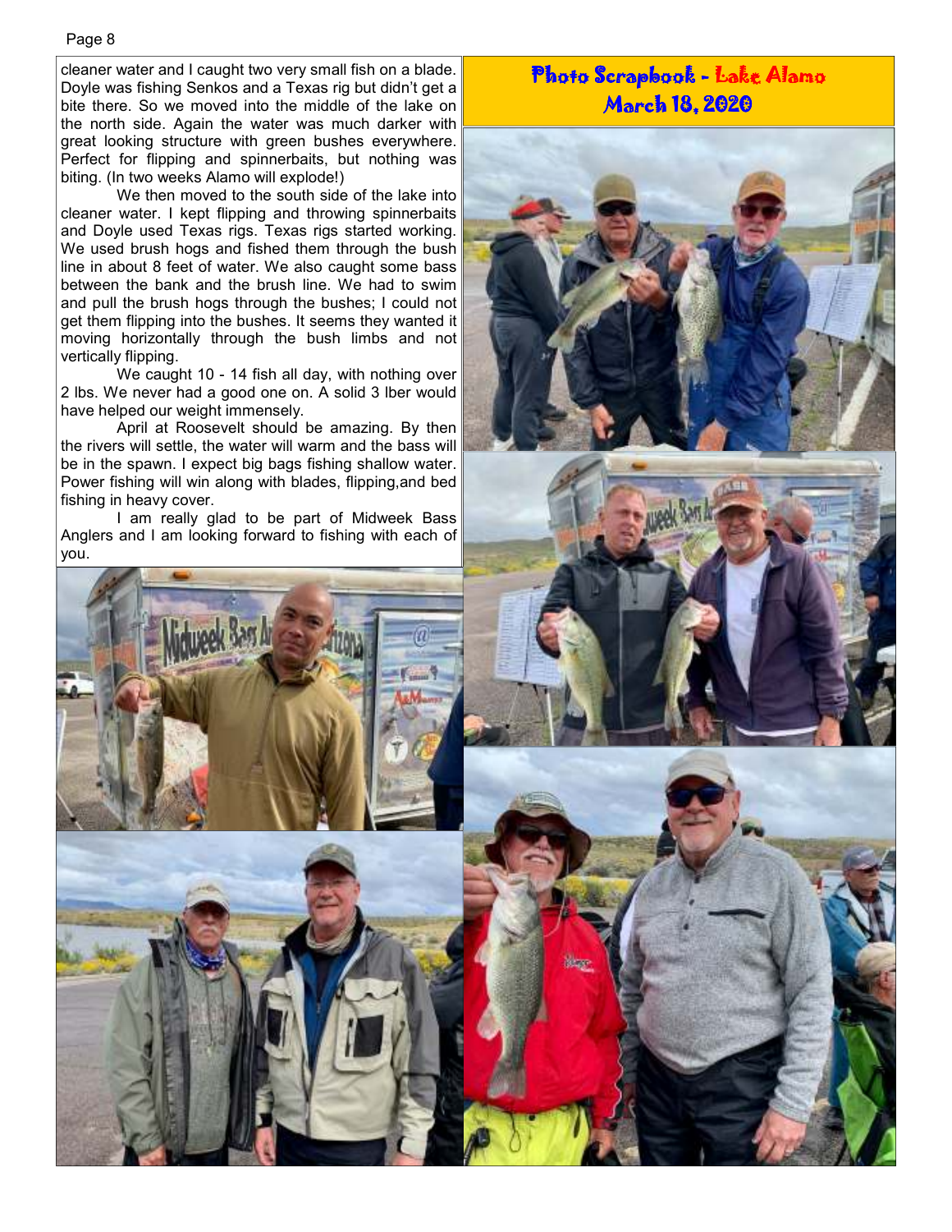cleaner water and I caught two very small fish on a blade. Doyle was fishing Senkos and a Texas rig but didn't get a bite there. So we moved into the middle of the lake on the north side. Again the water was much darker with great looking structure with green bushes everywhere. Perfect for flipping and spinnerbaits, but nothing was biting. (In two weeks Alamo will explode!)

We then moved to the south side of the lake into cleaner water. I kept flipping and throwing spinnerbaits and Doyle used Texas rigs. Texas rigs started working. We used brush hogs and fished them through the bush line in about 8 feet of water. We also caught some bass between the bank and the brush line. We had to swim and pull the brush hogs through the bushes; I could not get them flipping into the bushes. It seems they wanted it moving horizontally through the bush limbs and not vertically flipping.

We caught 10 - 14 fish all day, with nothing over 2 lbs. We never had a good one on. A solid 3 lber would have helped our weight immensely.

April at Roosevelt should be amazing. By then the rivers will settle, the water will warm and the bass will be in the spawn. I expect big bags fishing shallow water. Power fishing will win along with blades, flipping,and bed fishing in heavy cover.

I am really glad to be part of Midweek Bass Anglers and I am looking forward to fishing with each of you.

## Photo Scrapbook - Lake Alamo March 18, 2020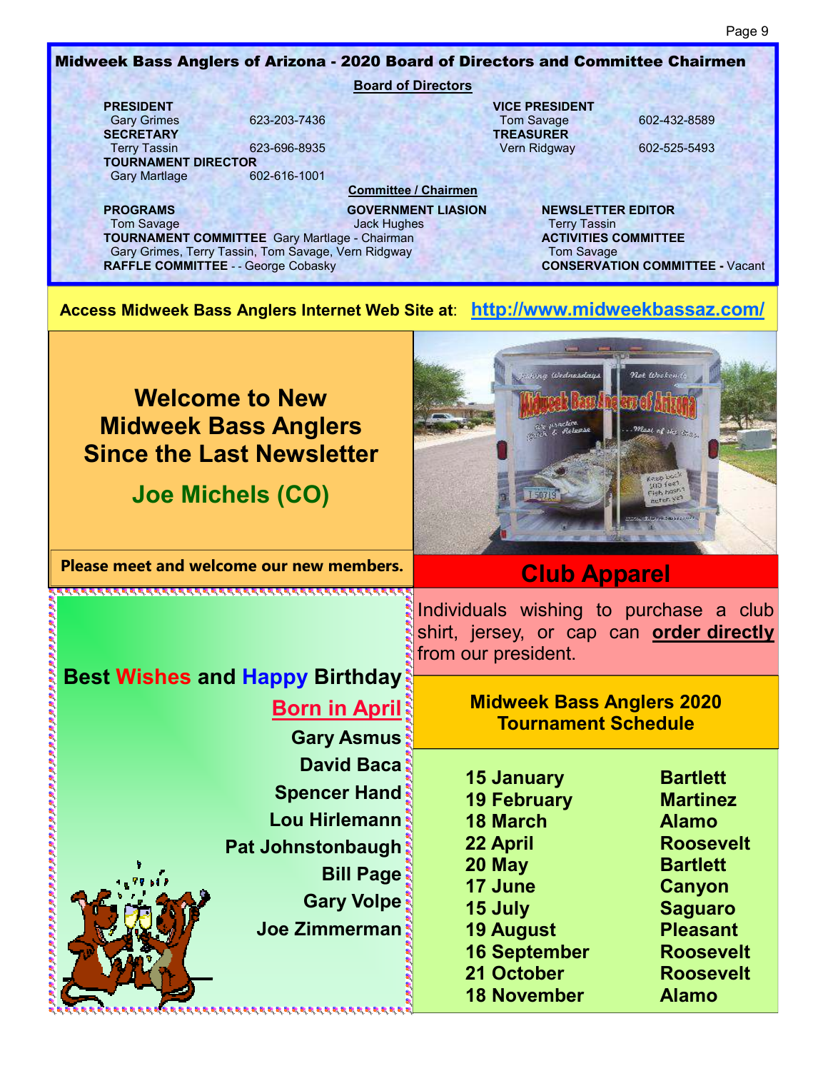## Midweek Bass Anglers of Arizona - 2020 Board of Directors and Committee Chairmen

### Board of Directors

**PRESIDENT**
Gary Grimes 623-203-7436

**VICE PRESIDENT**
Tom Savage 602-432-8589

**SECRETARY**
Terry Tassin 623-696-8935

**TREASURER**
Vern Ridgway 602-525-5493

**TOURNAMENT DIRECTOR**
Gary Martlage 602-616-1001

### Committee / Chairmen

**PROGRAMS**
Tom Savage

**GOVERNMENT LIASION**
Jack Hughes

**NEWSLETTER EDITOR**
Terry Tassin

**TOURNAMENT COMMITTEE** Gary Martlage - Chairman
Gary Grimes, Terry Tassin, Tom Savage, Vern Ridgway

**ACTIVITIES COMMITTEE**
Tom Savage

**RAFFLE COMMITTEE** - - George Cobasky

**CONSERVATION COMMITTEE** - Vacant

**Access Midweek Bass Anglers Internet Web Site at**: http://www.midweekbassaz.com/

## Welcome to New Midweek Bass Anglers Since the Last Newsletter

**Joe Michels (CO)**

**Please meet and welcome our new members.**

## Club Apparel

Individuals wishing to purchase a club shirt, jersey, or cap can **order directly** from our president.

## Best Wishes and Happy Birthday

**Born in April**

**Gary Asmus**
**David Baca**
**Spencer Hand**
**Lou Hirlemann**
**Pat Johnstonbaugh**
**Bill Page**
**Gary Volpe**
**Joe Zimmerman**

## Midweek Bass Anglers 2020 Tournament Schedule

| | |
|---|---|
| 15 January | Bartlett |
| 19 February | Martinez |
| 18 March | Alamo |
| 22 April | Roosevelt |
| 20 May | Bartlett |
| 17 June | Canyon |
| 15 July | Saguaro |
| 19 August | Pleasant |
| 16 September | Roosevelt |
| 21 October | Roosevelt |
| 18 November | Alamo |